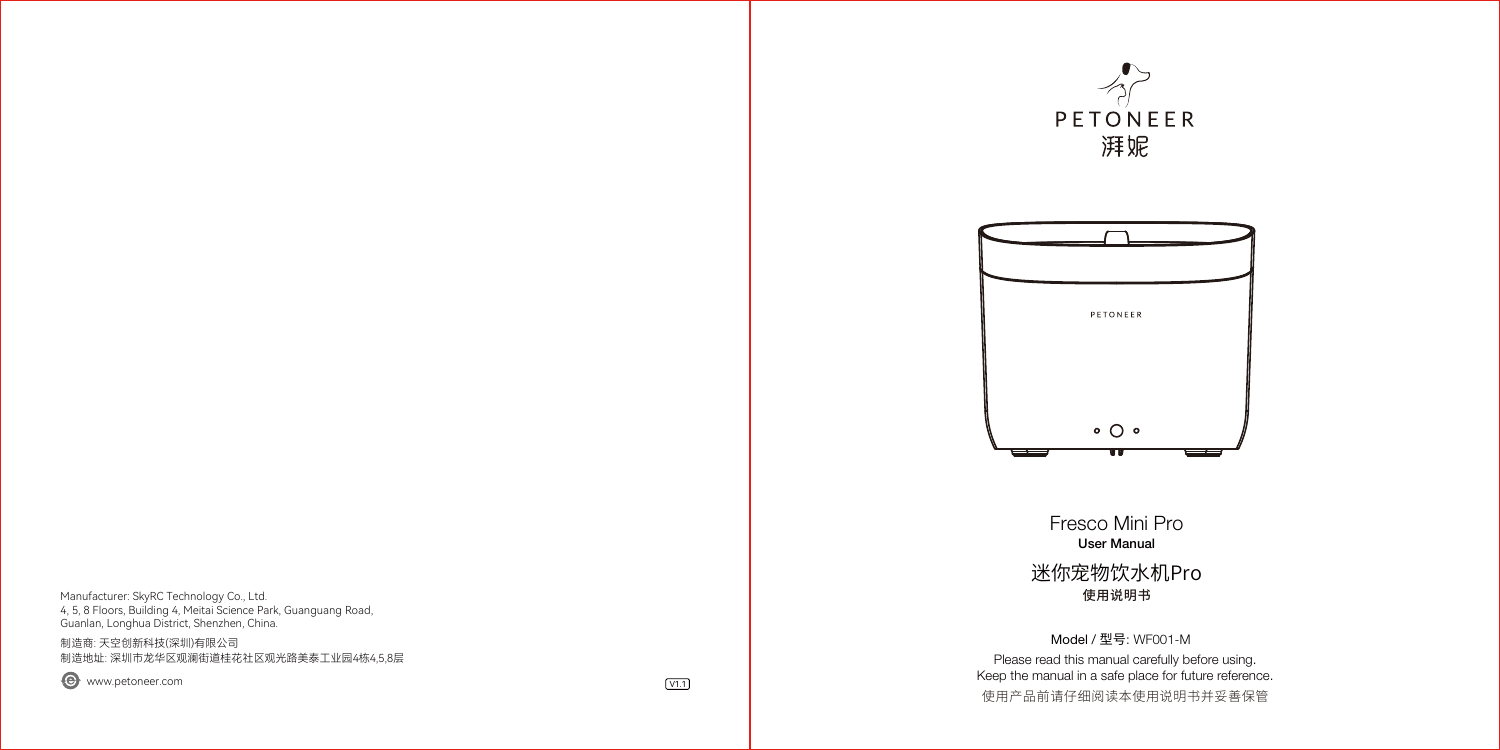Manufacturer: SkyRC Technology Co., Ltd.
4, 5, 8 Floors, Building 4, Meitai Science Park, Guanguang Road, Guanlan, Longhua District, Shenzhen, China.

制造商: 天空创新科技(深圳)有限公司
制造地址: 深圳市龙华区观澜街道桂花社区观光路美泰工业园4栋4,5,8层

www.petoneer.com

V1.1

PETONEER
湃妮

PETONEER

# Fresco Mini Pro

**User Manual**

# 迷你宠物饮水机Pro

**使用说明书**

Model / 型号: WF001-M

Please read this manual carefully before using.
Keep the manual in a safe place for future reference.
使用产品前请仔细阅读本使用说明书并妥善保管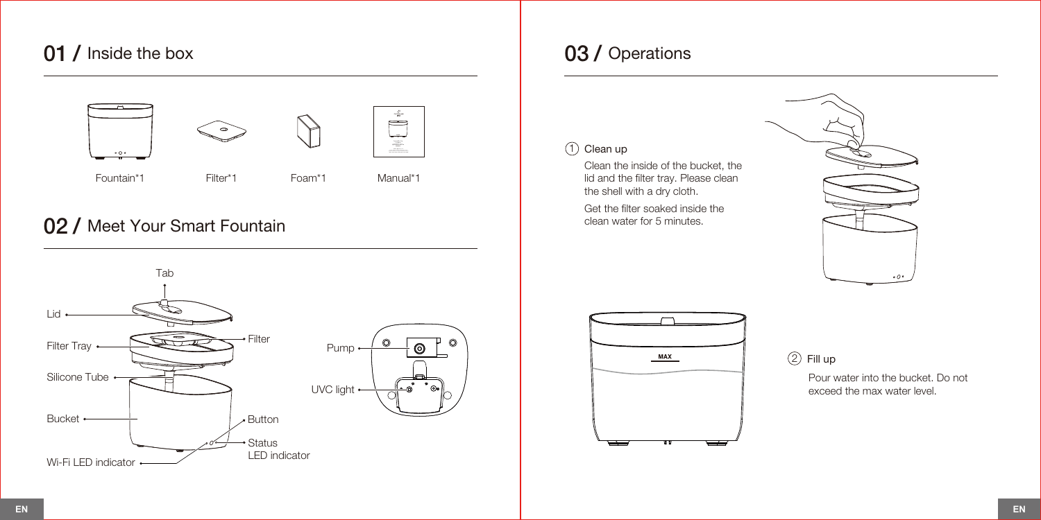## 01 / Inside the box

Fountain*1

Filter*1

Foam*1

Manual*1

## 02 / Meet Your Smart Fountain

Tab

Lid

Filter Tray

Filter

Silicone Tube

Bucket

Button

Status LED indicator

Wi-Fi LED indicator

Pump

UVC light

## 03 / Operations

① Clean up

Clean the inside of the bucket, the lid and the filter tray. Please clean the shell with a dry cloth.

Get the filter soaked inside the clean water for 5 minutes.

MAX

② Fill up

Pour water into the bucket. Do not exceed the max water level.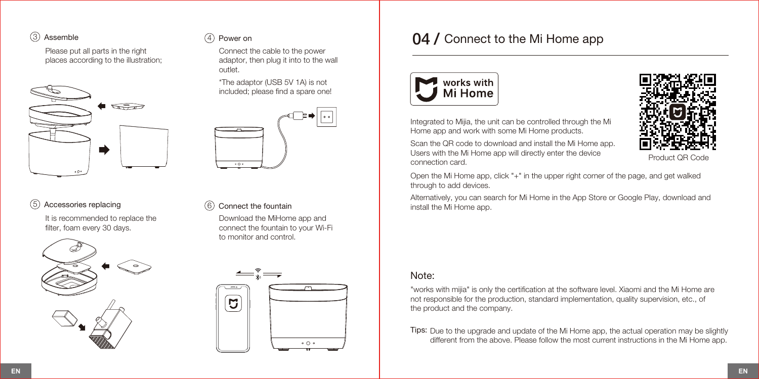③ Assemble

Please put all parts in the right places according to the illustration;

④ Power on

Connect the cable to the power adaptor, then plug it into to the wall outlet.

*The adaptor (USB 5V 1A) is not included; please find a spare one!

⑤ Accessories replacing

It is recommended to replace the filter, foam every 30 days.

⑥ Connect the fountain

Download the MiHome app and connect the fountain to your Wi-Fi to monitor and control.

# 04 / Connect to the Mi Home app

works with Mi Home

Integrated to Mijia, the unit can be controlled through the Mi Home app and work with some Mi Home products.

Scan the QR code to download and install the Mi Home app. Users with the Mi Home app will directly enter the device connection card.

Product QR Code

Open the Mi Home app, click "+" in the upper right corner of the page, and get walked through to add devices.

Alternatively, you can search for Mi Home in the App Store or Google Play, download and install the Mi Home app.

## Note:

"works with mijia" is only the certification at the software level. Xiaomi and the Mi Home are not responsible for the production, standard implementation, quality supervision, etc., of the product and the company.

Tips: Due to the upgrade and update of the Mi Home app, the actual operation may be slightly different from the above. Please follow the most current instructions in the Mi Home app.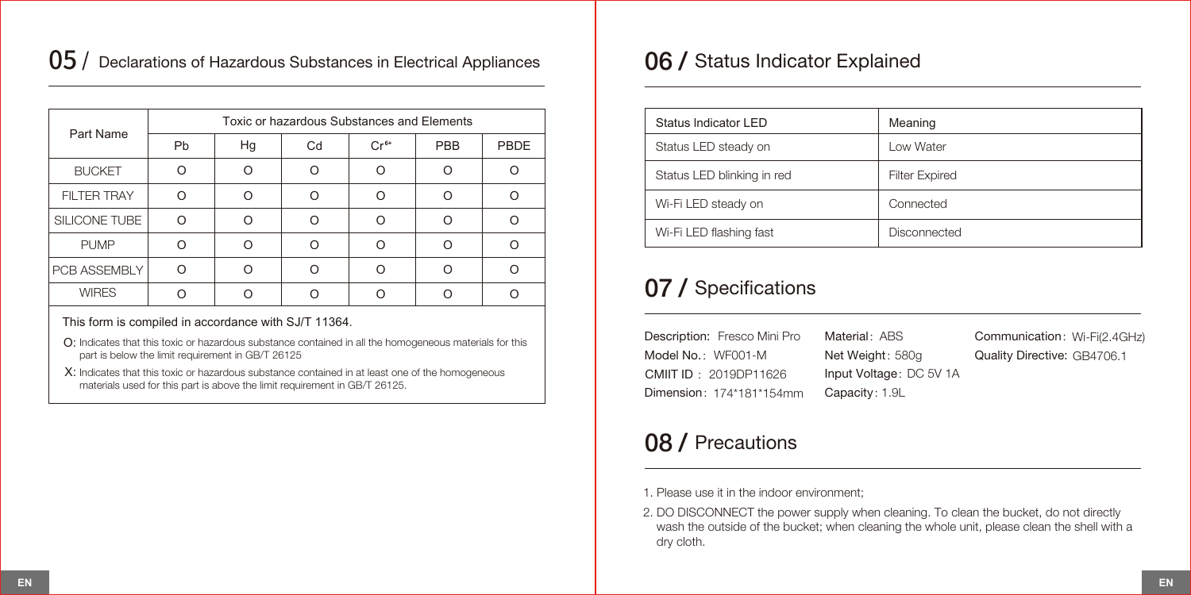## 05 / Declarations of Hazardous Substances in Electrical Appliances

| Part Name | Toxic or hazardous Substances and Elements | | | | | |
|---|---|---|---|---|---|---|
| | Pb | Hg | Cd | $Cr^{6+}$ | PBB | PBDE |
| BUCKET | O | O | O | O | O | O |
| FILTER TRAY | O | O | O | O | O | O |
| SILICONE TUBE | O | O | O | O | O | O |
| PUMP | O | O | O | O | O | O |
| PCB ASSEMBLY | O | O | O | O | O | O |
| WIRES | O | O | O | O | O | O |

This form is compiled in accordance with SJ/T 11364.

O: Indicates that this toxic or hazardous substance contained in all the homogeneous materials for this part is below the limit requirement in GB/T 26125

X: Indicates that this toxic or hazardous substance contained in at least one of the homogeneous materials used for this part is above the limit requirement in GB/T 26125.

## 06 / Status Indicator Explained

| Status Indicator LED | Meaning |
|---|---|
| Status LED steady on | Low Water |
| Status LED blinking in red | Filter Expired |
| Wi-Fi LED steady on | Connected |
| Wi-Fi LED flashing fast | Disconnected |

## 07 / Specifications

Description: Fresco Mini Pro
Model No.: WF001-M
CMIIT ID: 2019DP11626
Dimension: 174*181*154mm

Material: ABS
Net Weight: 580g
Input Voltage: DC 5V 1A
Capacity: 1.9L

Communication: Wi-Fi(2.4GHz)
Quality Directive: GB4706.1

## 08 / Precautions

1. Please use it in the indoor environment;
2. DO DISCONNECT the power supply when cleaning. To clean the bucket, do not directly wash the outside of the bucket; when cleaning the whole unit, please clean the shell with a dry cloth.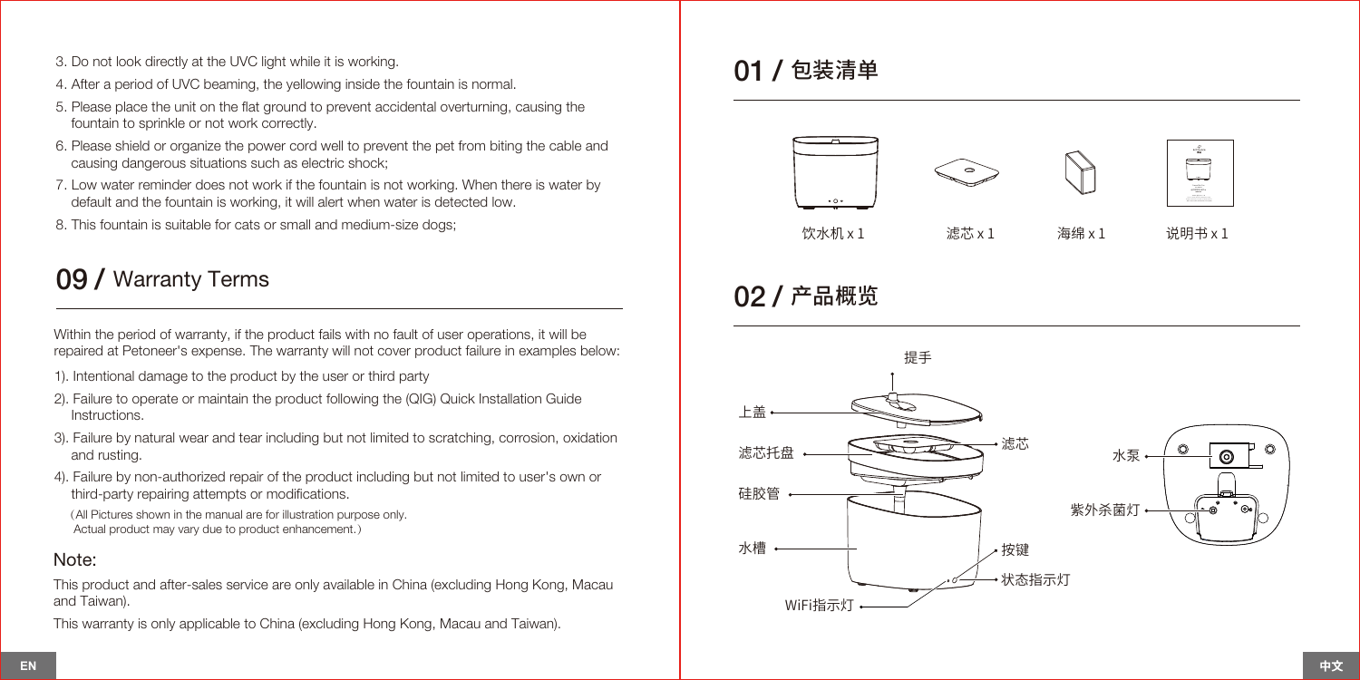3. Do not look directly at the UVC light while it is working.
4. After a period of UVC beaming, the yellowing inside the fountain is normal.
5. Please place the unit on the flat ground to prevent accidental overturning, causing the fountain to sprinkle or not work correctly.
6. Please shield or organize the power cord well to prevent the pet from biting the cable and causing dangerous situations such as electric shock;
7. Low water reminder does not work if the fountain is not working. When there is water by default and the fountain is working, it will alert when water is detected low.
8. This fountain is suitable for cats or small and medium-size dogs;

## 09 / Warranty Terms

Within the period of warranty, if the product fails with no fault of user operations, it will be repaired at Petoneer's expense. The warranty will not cover product failure in examples below:

1). Intentional damage to the product by the user or third party

2). Failure to operate or maintain the product following the (QIG) Quick Installation Guide Instructions.

3). Failure by natural wear and tear including but not limited to scratching, corrosion, oxidation and rusting.

4). Failure by non-authorized repair of the product including but not limited to user's own or third-party repairing attempts or modifications.

(All Pictures shown in the manual are for illustration purpose only. Actual product may vary due to product enhancement.)

### Note:

This product and after-sales service are only available in China (excluding Hong Kong, Macau and Taiwan).

This warranty is only applicable to China (excluding Hong Kong, Macau and Taiwan).

## 01 / 包装清单

饮水机 x 1　　滤芯 x 1　　海绵 x 1　　说明书 x 1

## 02 / 产品概览

提手

上盖

滤芯托盘

滤芯

硅胶管

水槽

按键

状态指示灯

WiFi指示灯

水泵

紫外杀菌灯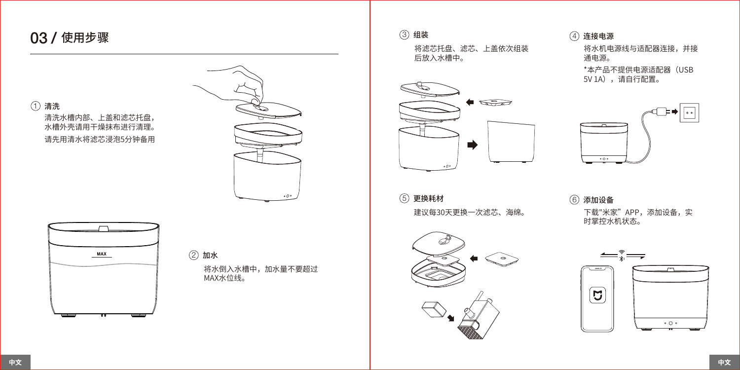## 03 / 使用步骤

① **清洗**

清洗水槽内部、上盖和滤芯托盘，水槽外壳请用干燥抹布进行清理。

请先用清水将滤芯浸泡5分钟备用

MAX

② **加水**

将水倒入水槽中，加水量不要超过MAX水位线。

③ **组装**

将滤芯托盘、滤芯、上盖依次组装后放入水槽中。

④ **连接电源**

将水机电源线与适配器连接，并接通电源。

*本产品不提供电源适配器（USB 5V 1A），请自行配置。

⑤ **更换耗材**

建议每30天更换一次滤芯、海绵。

⑥ **添加设备**

下载"米家”APP，添加设备，实时掌控水机状态。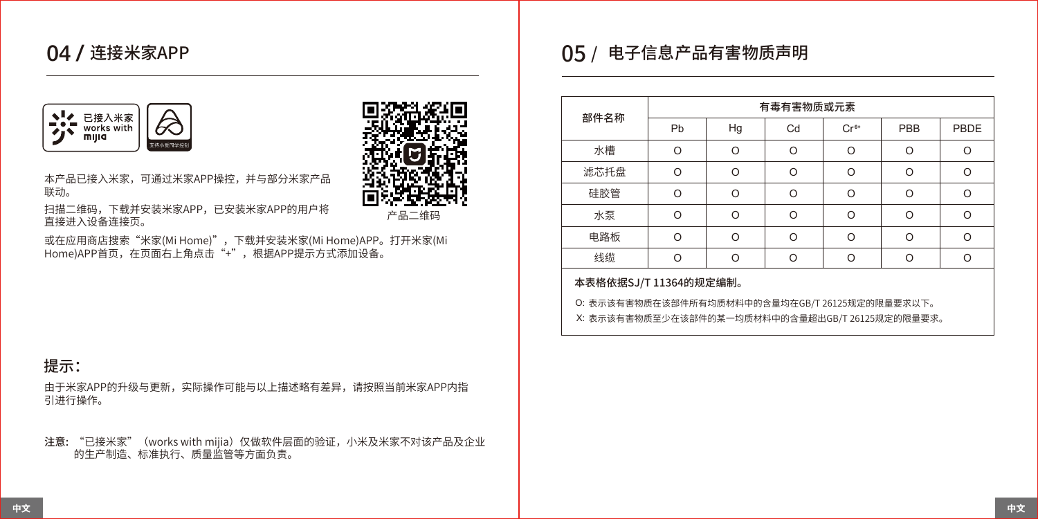## 04 / 连接米家APP

已接入米家 works with mijia

支持小爱同学控制

本产品已接入米家，可通过米家APP操控，并与部分米家产品联动。

扫描二维码，下载并安装米家APP，已安装米家APP的用户将直接进入设备连接页。

产品二维码

或在应用商店搜索“米家(Mi Home)”，下载并安装米家(Mi Home)APP。打开米家(Mi Home)APP首页，在页面右上角点击“+”，根据APP提示方式添加设备。

### 提示：

由于米家APP的升级与更新，实际操作可能与以上描述略有差异，请按照当前米家APP内指引进行操作。

**注意：**“已接米家”（works with mijia）仅做软件层面的验证，小米及米家不对该产品及企业的生产制造、标准执行、质量监管等方面负责。

## 05 / 电子信息产品有害物质声明

| 部件名称 | 有毒有害物质或元素 | | | | | |
|---|---|---|---|---|---|---|
| | Pb | Hg | Cd | $Cr^{6+}$ | PBB | PBDE |
| 水槽 | O | O | O | O | O | O |
| 滤芯托盘 | O | O | O | O | O | O |
| 硅胶管 | O | O | O | O | O | O |
| 水泵 | O | O | O | O | O | O |
| 电路板 | O | O | O | O | O | O |
| 线缆 | O | O | O | O | O | O |

**本表格依据SJ/T 11364的规定编制。**

O: 表示该有害物质在该部件所有均质材料中的含量均在GB/T 26125规定的限量要求以下。

X: 表示该有害物质至少在该部件的某一均质材料中的含量超出GB/T 26125规定的限量要求。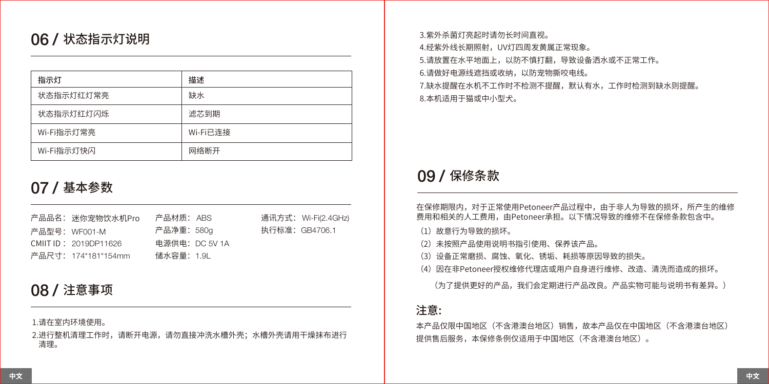## 06 / 状态指示灯说明

| 指示灯 | 描述 |
| --- | --- |
| 状态指示灯红灯常亮 | 缺水 |
| 状态指示灯红灯闪烁 | 滤芯到期 |
| Wi-Fi指示灯常亮 | Wi-Fi已连接 |
| Wi-Fi指示灯快闪 | 网络断开 |

## 07 / 基本参数

产品品名：迷你宠物饮水机Pro
产品型号：WF001-M
CMIIT ID：2019DP11626
产品尺寸：174*181*154mm
产品材质：ABS
产品净重：580g
电源供电：DC 5V 1A
储水容量：1.9L
通讯方式：Wi-Fi(2.4GHz)
执行标准：GB4706.1

## 08 / 注意事项

1.请在室内环境使用。
2.进行整机清理工作时，请断开电源，请勿直接冲洗水槽外壳；水槽外壳请用干燥抹布进行清理。
3.紫外杀菌灯亮起时请勿长时间直视。
4.经紫外线长期照射，UV灯四周发黄属正常现象。
5.请放置在水平地面上，以防不慎打翻，导致设备洒水或不正常工作。
6.请做好电源线遮挡或收纳，以防宠物撕咬电线。
7.缺水提醒在水机不工作时不检测不提醒，默认有水，工作时检测到缺水则提醒。
8.本机适用于猫或中小型犬。

## 09 / 保修条款

在保修期限内，对于正常使用Petoneer产品过程中，由于非人为导致的损坏，所产生的维修费用和相关的人工费用，由Petoneer承担。以下情况导致的维修不在保修条款包含中。

（1）故意行为导致的损坏。
（2）未按照产品使用说明书指引使用、保养该产品。
（3）设备正常磨损、腐蚀、氧化、锈垢、耗损等原因导致的损失。
（4）因在非Petoneer授权维修代理店或用户自身进行维修、改造、清洗而造成的损坏。

（为了提供更好的产品，我们会定期进行产品改良。产品实物可能与说明书有差异。）

### 注意:

本产品仅限中国地区（不含港澳台地区）销售，故本产品仅在中国地区（不含港澳台地区）提供售后服务，本保修条例仅适用于中国地区（不含港澳台地区）。